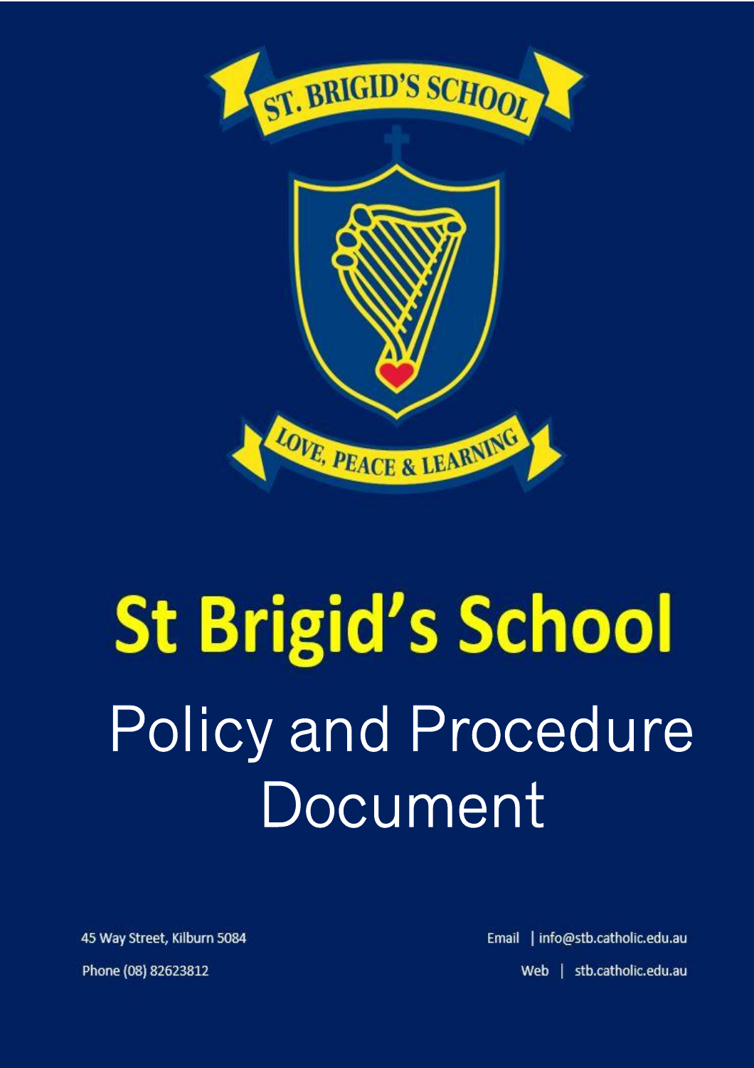ST. BRIGID'S SCHOOL

LOVE, PEACE & LEARNING

# St Brigid's School

## Policy and Procedure Document

45 Way Street, Kilburn 5084

Phone (08) 82623812

Email | info@stb.catholic.edu.au

Web | stb.catholic.edu.au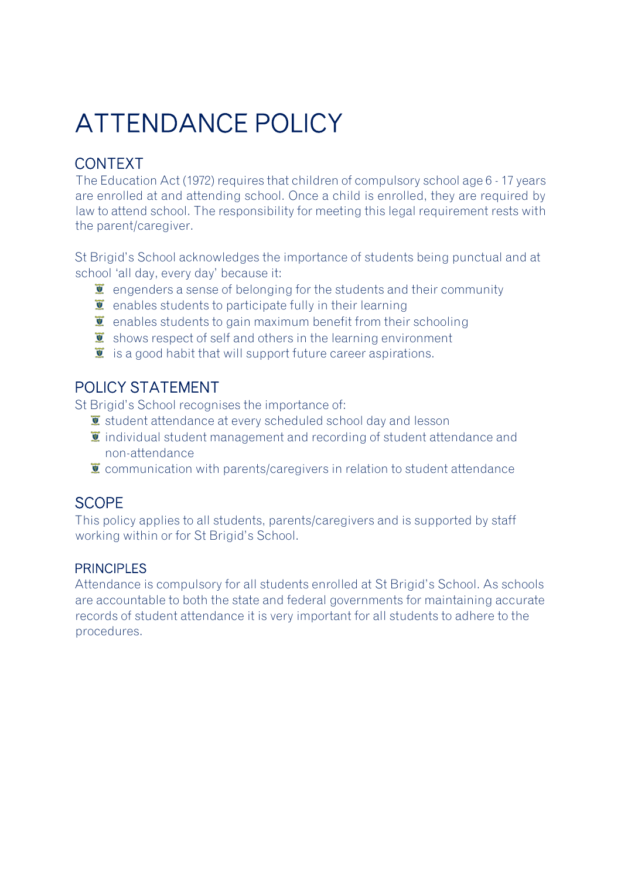# ATTENDANCE POLICY

## CONTEXT

The Education Act (1972) requires that children of compulsory school age 6 - 17 years are enrolled at and attending school. Once a child is enrolled, they are required by law to attend school. The responsibility for meeting this legal requirement rests with the parent/caregiver.

St Brigid's School acknowledges the importance of students being punctual and at school 'all day, every day' because it:

- engenders a sense of belonging for the students and their community
- enables students to participate fully in their learning
- enables students to gain maximum benefit from their schooling
- shows respect of self and others in the learning environment
- is a good habit that will support future career aspirations.

## POLICY STATEMENT

St Brigid's School recognises the importance of:

- student attendance at every scheduled school day and lesson
- individual student management and recording of student attendance and non-attendance
- communication with parents/caregivers in relation to student attendance

## SCOPE

This policy applies to all students, parents/caregivers and is supported by staff working within or for St Brigid's School.

### PRINCIPLES

Attendance is compulsory for all students enrolled at St Brigid's School. As schools are accountable to both the state and federal governments for maintaining accurate records of student attendance it is very important for all students to adhere to the procedures.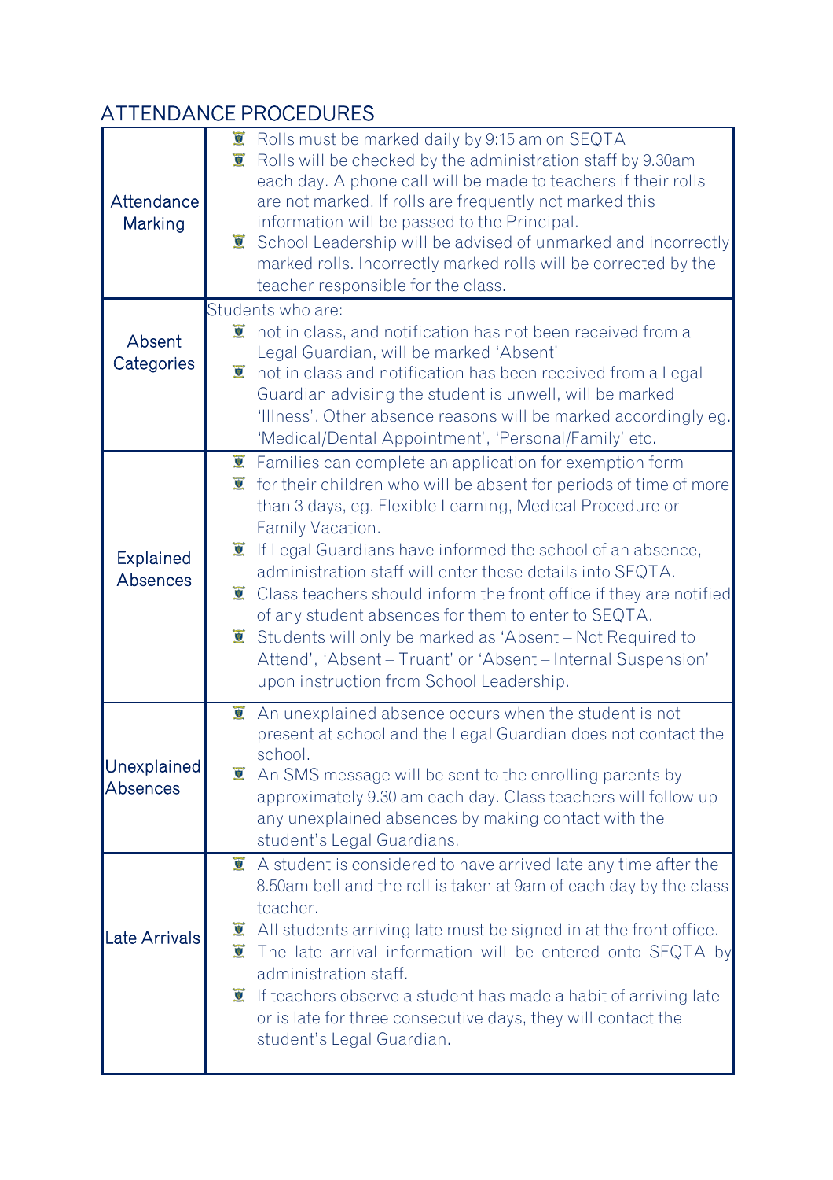## ATTENDANCE PROCEDURES

| | |
|---|---|
| Attendance Marking | • Rolls must be marked daily by 9:15 am on SEQTA<br>• Rolls will be checked by the administration staff by 9.30am each day. A phone call will be made to teachers if their rolls are not marked. If rolls are frequently not marked this information will be passed to the Principal.<br>• School Leadership will be advised of unmarked and incorrectly marked rolls. Incorrectly marked rolls will be corrected by the teacher responsible for the class. |
| Absent Categories | Students who are:<br>• not in class, and notification has not been received from a Legal Guardian, will be marked 'Absent'<br>• not in class and notification has been received from a Legal Guardian advising the student is unwell, will be marked 'Illness'. Other absence reasons will be marked accordingly eg. 'Medical/Dental Appointment', 'Personal/Family' etc. |
| Explained Absences | • Families can complete an application for exemption form<br>• for their children who will be absent for periods of time of more than 3 days, eg. Flexible Learning, Medical Procedure or Family Vacation.<br>• If Legal Guardians have informed the school of an absence, administration staff will enter these details into SEQTA.<br>• Class teachers should inform the front office if they are notified of any student absences for them to enter to SEQTA.<br>• Students will only be marked as 'Absent – Not Required to Attend', 'Absent – Truant' or 'Absent – Internal Suspension' upon instruction from School Leadership. |
| Unexplained Absences | • An unexplained absence occurs when the student is not present at school and the Legal Guardian does not contact the school.<br>• An SMS message will be sent to the enrolling parents by approximately 9.30 am each day. Class teachers will follow up any unexplained absences by making contact with the student's Legal Guardians. |
| Late Arrivals | • A student is considered to have arrived late any time after the 8.50am bell and the roll is taken at 9am of each day by the class teacher.<br>• All students arriving late must be signed in at the front office.<br>• The late arrival information will be entered onto SEQTA by administration staff.<br>• If teachers observe a student has made a habit of arriving late or is late for three consecutive days, they will contact the student's Legal Guardian. |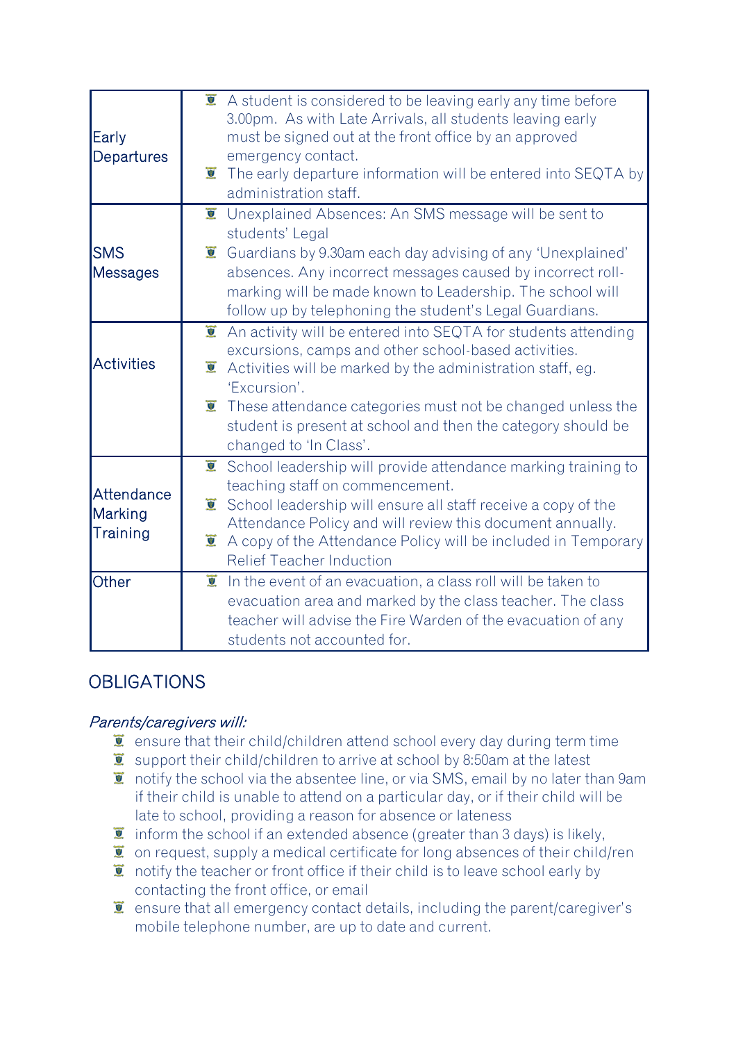| | |
|---|---|
| Early Departures | - A student is considered to be leaving early any time before 3.00pm. As with Late Arrivals, all students leaving early must be signed out at the front office by an approved emergency contact.<br>- The early departure information will be entered into SEQTA by administration staff. |
| SMS Messages | - Unexplained Absences: An SMS message will be sent to students' Legal<br>- Guardians by 9.30am each day advising of any 'Unexplained' absences. Any incorrect messages caused by incorrect roll-marking will be made known to Leadership. The school will follow up by telephoning the student's Legal Guardians. |
| Activities | - An activity will be entered into SEQTA for students attending excursions, camps and other school-based activities.<br>- Activities will be marked by the administration staff, eg. 'Excursion'.<br>- These attendance categories must not be changed unless the student is present at school and then the category should be changed to 'In Class'. |
| Attendance Marking Training | - School leadership will provide attendance marking training to teaching staff on commencement.<br>- School leadership will ensure all staff receive a copy of the Attendance Policy and will review this document annually.<br>- A copy of the Attendance Policy will be included in Temporary Relief Teacher Induction |
| Other | - In the event of an evacuation, a class roll will be taken to evacuation area and marked by the class teacher. The class teacher will advise the Fire Warden of the evacuation of any students not accounted for. |

## OBLIGATIONS

*Parents/caregivers will:*

- ensure that their child/children attend school every day during term time
- support their child/children to arrive at school by 8:50am at the latest
- notify the school via the absentee line, or via SMS, email by no later than 9am if their child is unable to attend on a particular day, or if their child will be late to school, providing a reason for absence or lateness
- inform the school if an extended absence (greater than 3 days) is likely,
- on request, supply a medical certificate for long absences of their child/ren
- notify the teacher or front office if their child is to leave school early by contacting the front office, or email
- ensure that all emergency contact details, including the parent/caregiver's mobile telephone number, are up to date and current.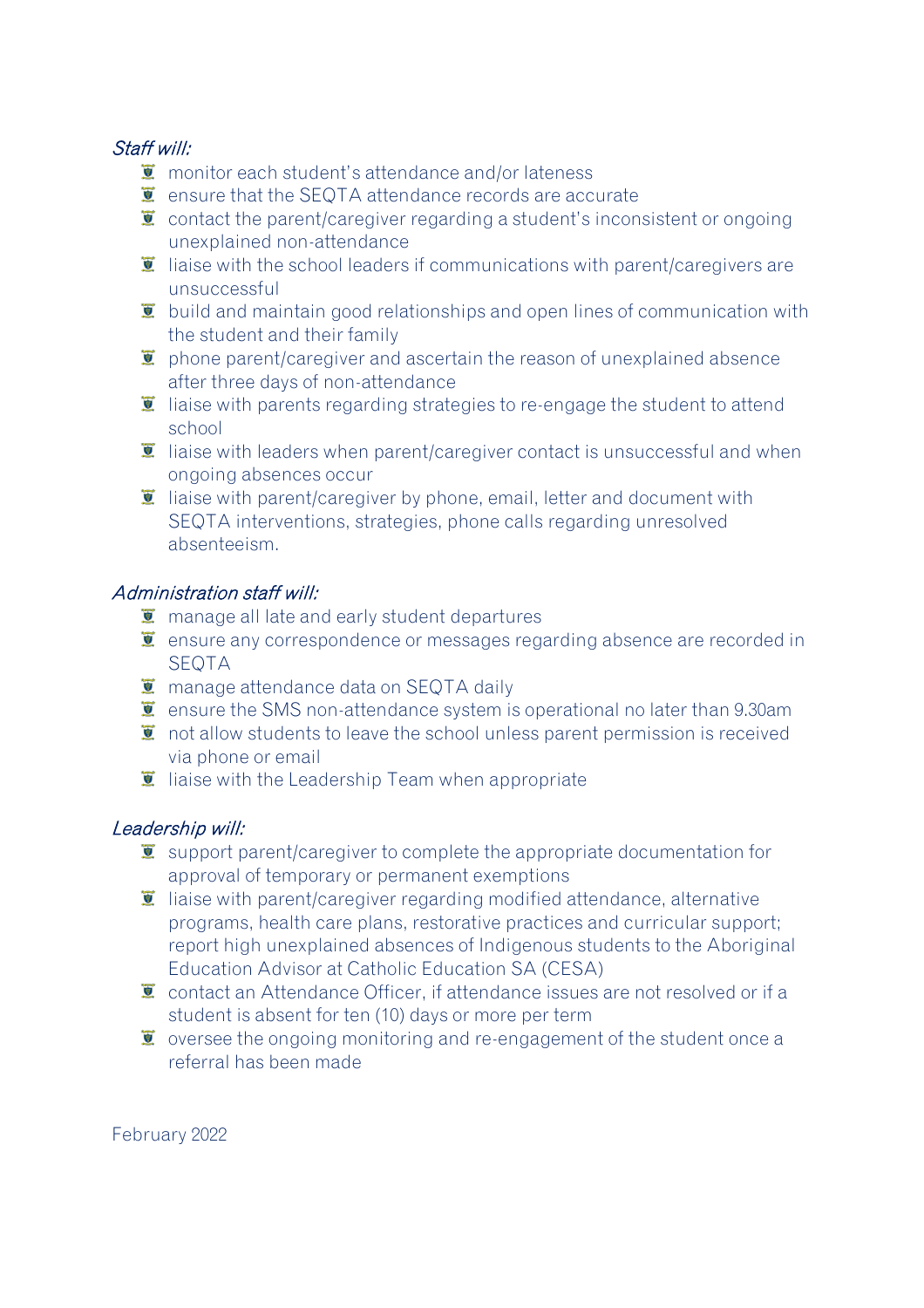*Staff will:*

- monitor each student's attendance and/or lateness
- ensure that the SEQTA attendance records are accurate
- contact the parent/caregiver regarding a student's inconsistent or ongoing unexplained non-attendance
- liaise with the school leaders if communications with parent/caregivers are unsuccessful
- build and maintain good relationships and open lines of communication with the student and their family
- phone parent/caregiver and ascertain the reason of unexplained absence after three days of non-attendance
- liaise with parents regarding strategies to re-engage the student to attend school
- liaise with leaders when parent/caregiver contact is unsuccessful and when ongoing absences occur
- liaise with parent/caregiver by phone, email, letter and document with SEQTA interventions, strategies, phone calls regarding unresolved absenteeism.

*Administration staff will:*

- manage all late and early student departures
- ensure any correspondence or messages regarding absence are recorded in SEQTA
- manage attendance data on SEQTA daily
- ensure the SMS non-attendance system is operational no later than 9.30am
- not allow students to leave the school unless parent permission is received via phone or email
- liaise with the Leadership Team when appropriate

*Leadership will:*

- support parent/caregiver to complete the appropriate documentation for approval of temporary or permanent exemptions
- liaise with parent/caregiver regarding modified attendance, alternative programs, health care plans, restorative practices and curricular support; report high unexplained absences of Indigenous students to the Aboriginal Education Advisor at Catholic Education SA (CESA)
- contact an Attendance Officer, if attendance issues are not resolved or if a student is absent for ten (10) days or more per term
- oversee the ongoing monitoring and re-engagement of the student once a referral has been made

February 2022